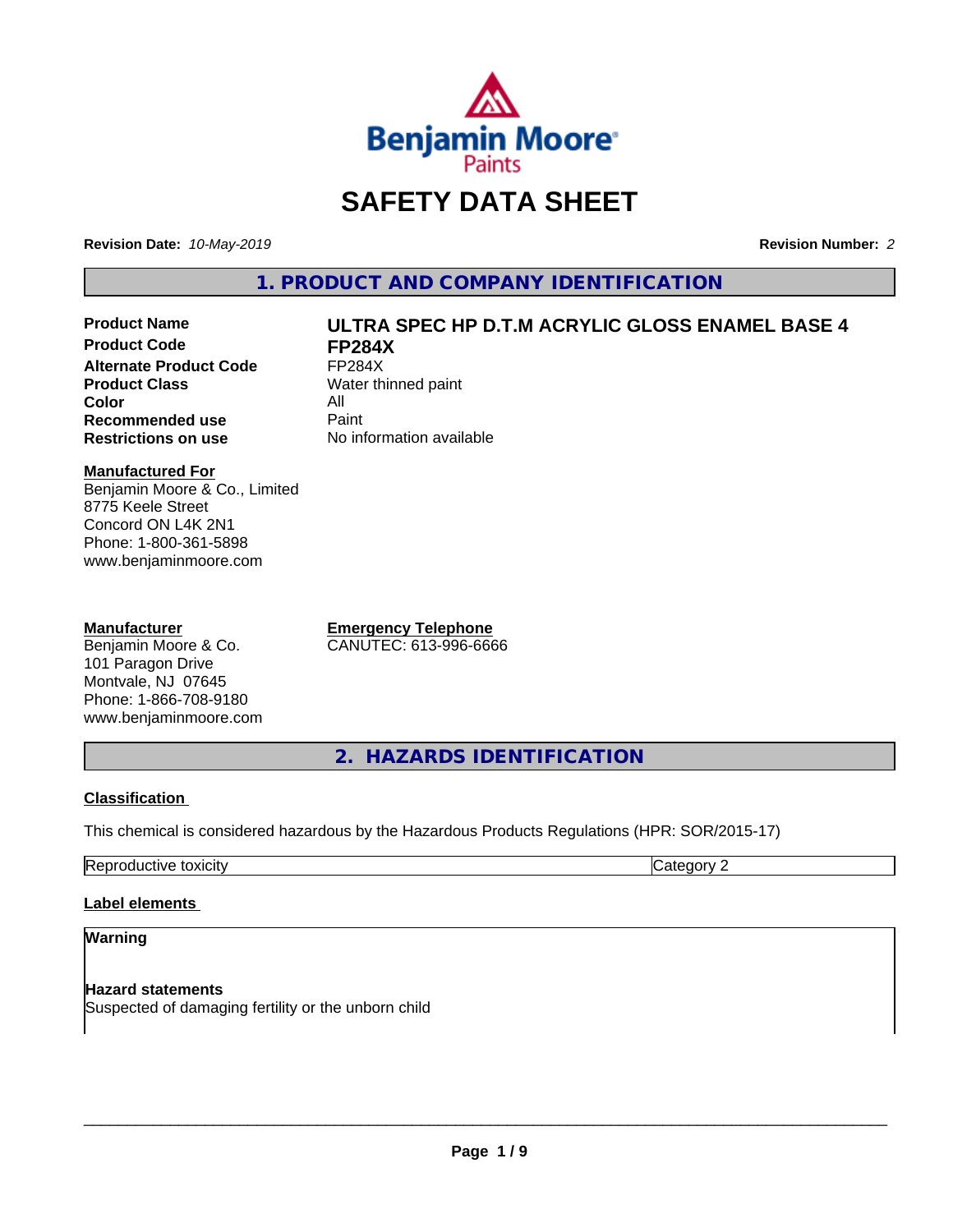# SAFETY DATA SHEET

**Revision Date:** *10-May-2019* **Revision Number:** *2*

## 1. PRODUCT AND COMPANY IDENTIFICATION

| | |
|---|---|
| **Product Name** | **ULTRA SPEC HP D.T.M ACRYLIC GLOSS ENAMEL BASE 4** |
| **Product Code** | **FP284X** |
| **Alternate Product Code** | FP284X |
| **Product Class** | Water thinned paint |
| **Color** | All |
| **Recommended use** | Paint |
| **Restrictions on use** | No information available |

**Manufactured For**
Benjamin Moore & Co., Limited
8775 Keele Street
Concord ON L4K 2N1
Phone: 1-800-361-5898
www.benjaminmoore.com

**Manufacturer**
Benjamin Moore & Co.
101 Paragon Drive
Montvale, NJ 07645
Phone: 1-866-708-9180
www.benjaminmoore.com

**Emergency Telephone**
CANUTEC: 613-996-6666

## 2. HAZARDS IDENTIFICATION

**Classification**

This chemical is considered hazardous by the Hazardous Products Regulations (HPR: SOR/2015-17)

| | |
|---|---|
| Reproductive toxicity | Category 2 |

**Label elements**

**Warning**

**Hazard statements**
Suspected of damaging fertility or the unborn child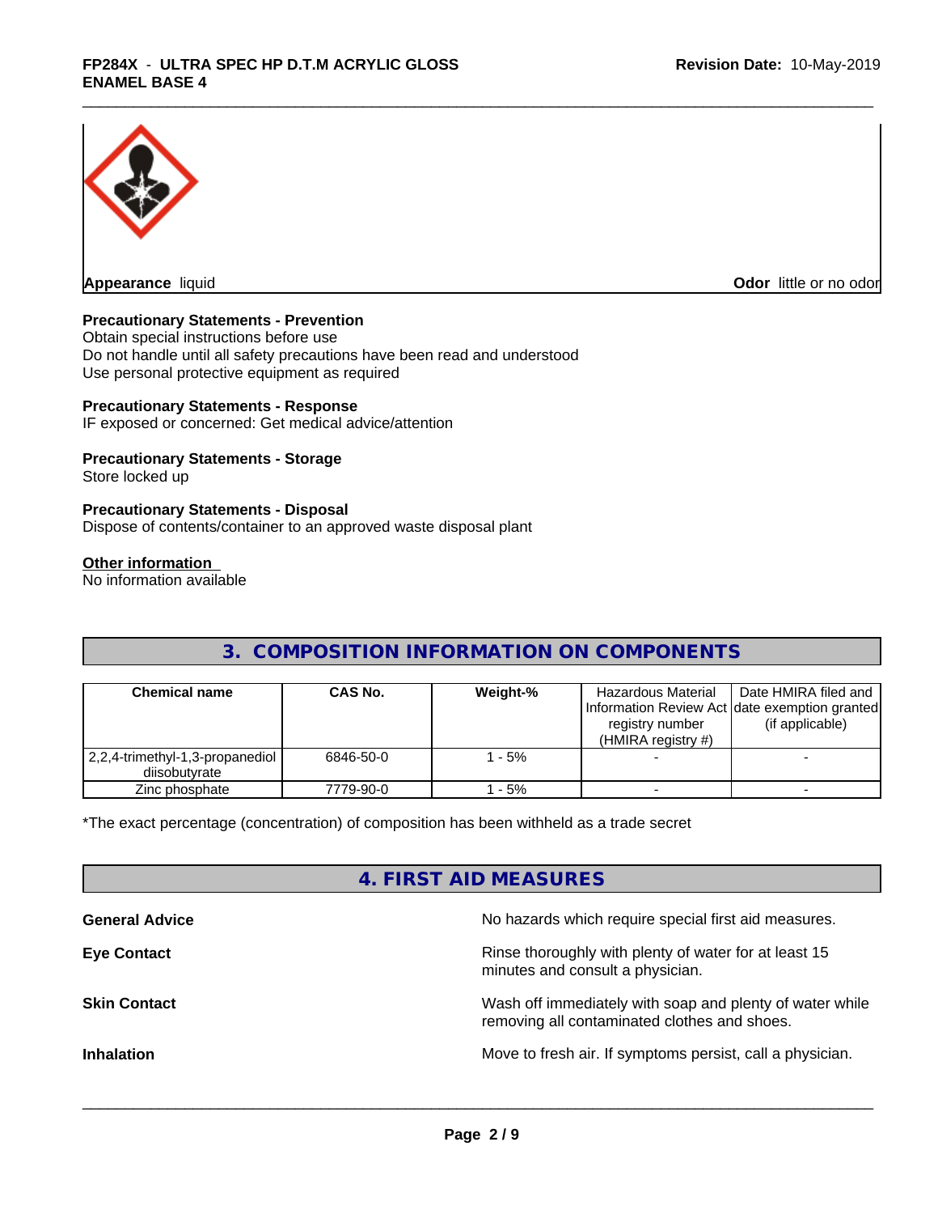**Appearance** liquid

**Odor** little or no odor

**Precautionary Statements - Prevention**

Obtain special instructions before use
Do not handle until all safety precautions have been read and understood
Use personal protective equipment as required

**Precautionary Statements - Response**

IF exposed or concerned: Get medical advice/attention

**Precautionary Statements - Storage**

Store locked up

**Precautionary Statements - Disposal**

Dispose of contents/container to an approved waste disposal plant

**Other information**

No information available

## 3. COMPOSITION INFORMATION ON COMPONENTS

| Chemical name | CAS No. | Weight-% | Hazardous Material Information Review Act registry number (HMIRA registry #) | Date HMIRA filed and date exemption granted (if applicable) |
|---|---|---|---|---|
| 2,2,4-trimethyl-1,3-propanediol diisobutyrate | 6846-50-0 | 1 - 5% | - | - |
| Zinc phosphate | 7779-90-0 | 1 - 5% | - | - |

*The exact percentage (concentration) of composition has been withheld as a trade secret

## 4. FIRST AID MEASURES

**General Advice** No hazards which require special first aid measures.

**Eye Contact** Rinse thoroughly with plenty of water for at least 15 minutes and consult a physician.

**Skin Contact** Wash off immediately with soap and plenty of water while removing all contaminated clothes and shoes.

**Inhalation** Move to fresh air. If symptoms persist, call a physician.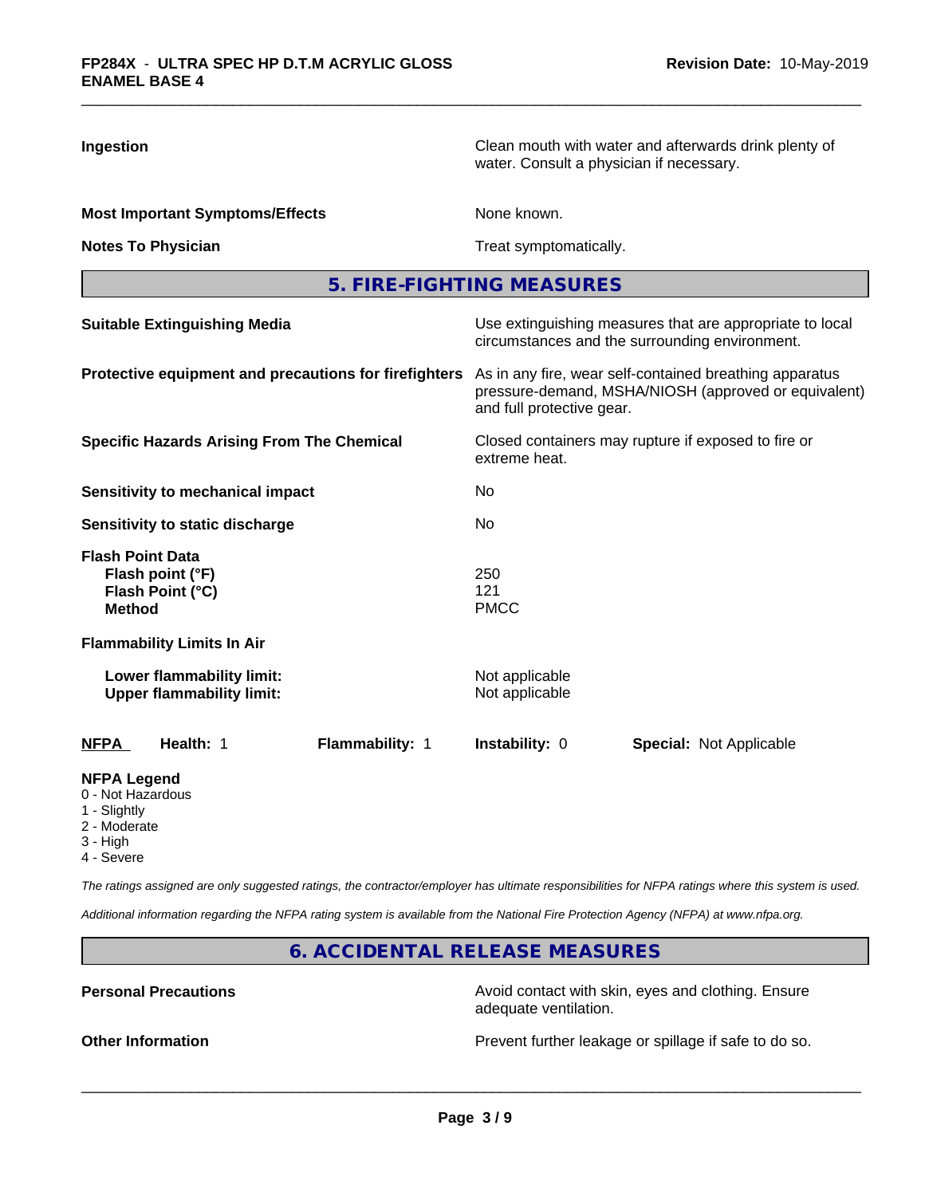**Ingestion** Clean mouth with water and afterwards drink plenty of water. Consult a physician if necessary.

**Most Important Symptoms/Effects** None known.

**Notes To Physician** Treat symptomatically.

## 5. FIRE-FIGHTING MEASURES

**Suitable Extinguishing Media** Use extinguishing measures that are appropriate to local circumstances and the surrounding environment.

**Protective equipment and precautions for firefighters** As in any fire, wear self-contained breathing apparatus pressure-demand, MSHA/NIOSH (approved or equivalent) and full protective gear.

**Specific Hazards Arising From The Chemical** Closed containers may rupture if exposed to fire or extreme heat.

**Sensitivity to mechanical impact** No

**Sensitivity to static discharge** No

**Flash Point Data**
**Flash point (°F)** 250
**Flash Point (°C)** 121
**Method** PMCC

**Flammability Limits In Air**

**Lower flammability limit:** Not applicable
**Upper flammability limit:** Not applicable

| NFPA | Health: 1 | Flammability: 1 | Instability: 0 | Special: Not Applicable |
|---|---|---|---|---|

**NFPA Legend**
0 - Not Hazardous
1 - Slightly
2 - Moderate
3 - High
4 - Severe

*The ratings assigned are only suggested ratings, the contractor/employer has ultimate responsibilities for NFPA ratings where this system is used.*

*Additional information regarding the NFPA rating system is available from the National Fire Protection Agency (NFPA) at www.nfpa.org.*

## 6. ACCIDENTAL RELEASE MEASURES

**Personal Precautions** Avoid contact with skin, eyes and clothing. Ensure adequate ventilation.

**Other Information** Prevent further leakage or spillage if safe to do so.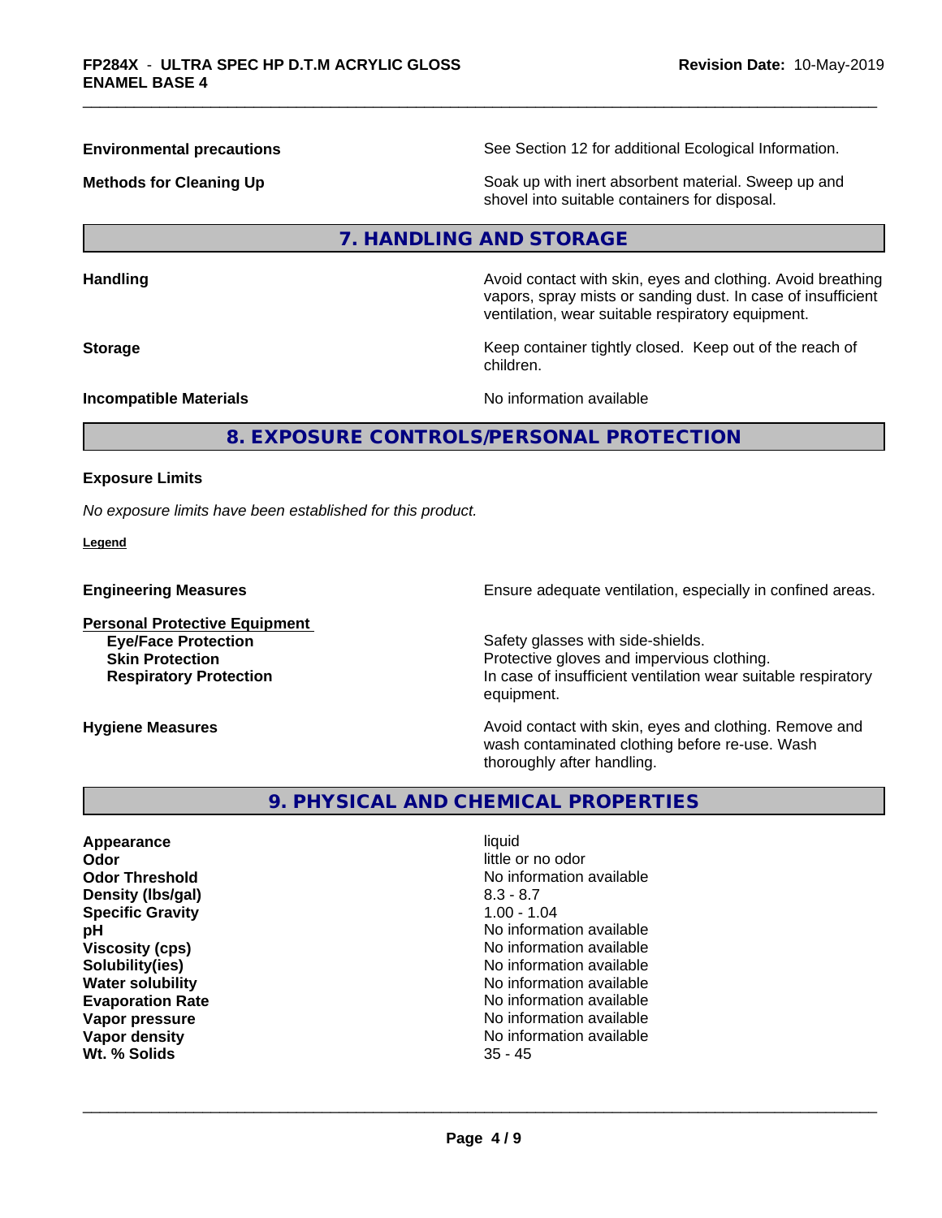| | |
|---|---|
| **Environmental precautions** | See Section 12 for additional Ecological Information. |
| **Methods for Cleaning Up** | Soak up with inert absorbent material. Sweep up and shovel into suitable containers for disposal. |

## 7. HANDLING AND STORAGE

| | |
|---|---|
| **Handling** | Avoid contact with skin, eyes and clothing. Avoid breathing vapors, spray mists or sanding dust. In case of insufficient ventilation, wear suitable respiratory equipment. |
| **Storage** | Keep container tightly closed. Keep out of the reach of children. |
| **Incompatible Materials** | No information available |

## 8. EXPOSURE CONTROLS/PERSONAL PROTECTION

**Exposure Limits**

*No exposure limits have been established for this product.*

**Legend**

| | |
|---|---|
| **Engineering Measures** | Ensure adequate ventilation, especially in confined areas. |
| **Personal Protective Equipment** | |
| **Eye/Face Protection** | Safety glasses with side-shields. |
| **Skin Protection** | Protective gloves and impervious clothing. |
| **Respiratory Protection** | In case of insufficient ventilation wear suitable respiratory equipment. |
| **Hygiene Measures** | Avoid contact with skin, eyes and clothing. Remove and wash contaminated clothing before re-use. Wash thoroughly after handling. |

## 9. PHYSICAL AND CHEMICAL PROPERTIES

| | |
|---|---|
| **Appearance** | liquid |
| **Odor** | little or no odor |
| **Odor Threshold** | No information available |
| **Density (lbs/gal)** | 8.3 - 8.7 |
| **Specific Gravity** | 1.00 - 1.04 |
| **pH** | No information available |
| **Viscosity (cps)** | No information available |
| **Solubility(ies)** | No information available |
| **Water solubility** | No information available |
| **Evaporation Rate** | No information available |
| **Vapor pressure** | No information available |
| **Vapor density** | No information available |
| **Wt. % Solids** | 35 - 45 |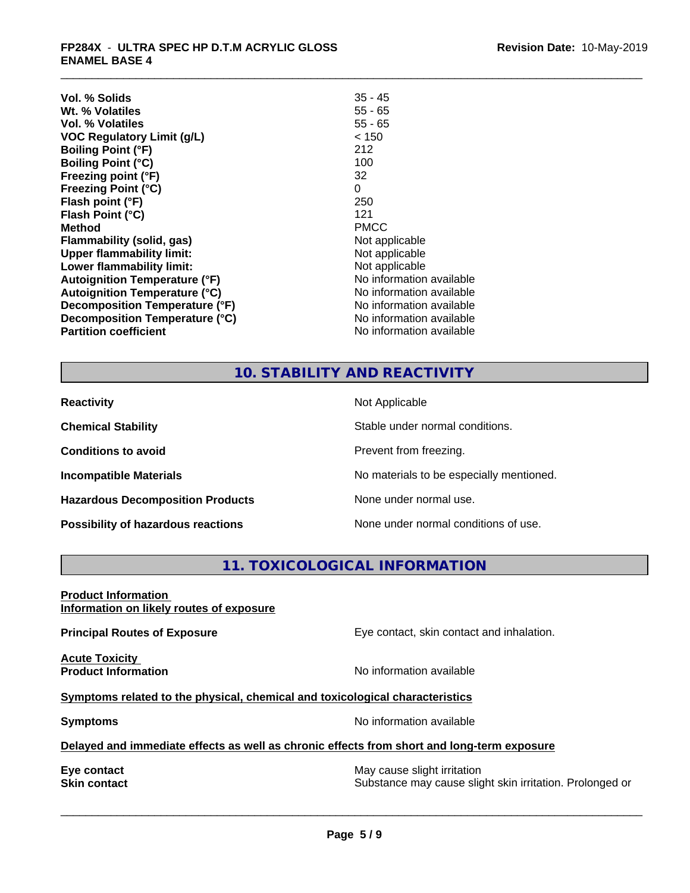| | |
|---|---|
| **Vol. % Solids** | 35 - 45 |
| **Wt. % Volatiles** | 55 - 65 |
| **Vol. % Volatiles** | 55 - 65 |
| **VOC Regulatory Limit (g/L)** | < 150 |
| **Boiling Point (°F)** | 212 |
| **Boiling Point (°C)** | 100 |
| **Freezing point (°F)** | 32 |
| **Freezing Point (°C)** | 0 |
| **Flash point (°F)** | 250 |
| **Flash Point (°C)** | 121 |
| **Method** | PMCC |
| **Flammability (solid, gas)** | Not applicable |
| **Upper flammability limit:** | Not applicable |
| **Lower flammability limit:** | Not applicable |
| **Autoignition Temperature (°F)** | No information available |
| **Autoignition Temperature (°C)** | No information available |
| **Decomposition Temperature (°F)** | No information available |
| **Decomposition Temperature (°C)** | No information available |
| **Partition coefficient** | No information available |

## 10. STABILITY AND REACTIVITY

| | |
|---|---|
| **Reactivity** | Not Applicable |
| **Chemical Stability** | Stable under normal conditions. |
| **Conditions to avoid** | Prevent from freezing. |
| **Incompatible Materials** | No materials to be especially mentioned. |
| **Hazardous Decomposition Products** | None under normal use. |
| **Possibility of hazardous reactions** | None under normal conditions of use. |

## 11. TOXICOLOGICAL INFORMATION

**Product Information**
**Information on likely routes of exposure**

**Principal Routes of Exposure** — Eye contact, skin contact and inhalation.

**Acute Toxicity**
**Product Information** — No information available

**Symptoms related to the physical, chemical and toxicological characteristics**

**Symptoms** — No information available

**Delayed and immediate effects as well as chronic effects from short and long-term exposure**

**Eye contact** — May cause slight irritation
**Skin contact** — Substance may cause slight skin irritation. Prolonged or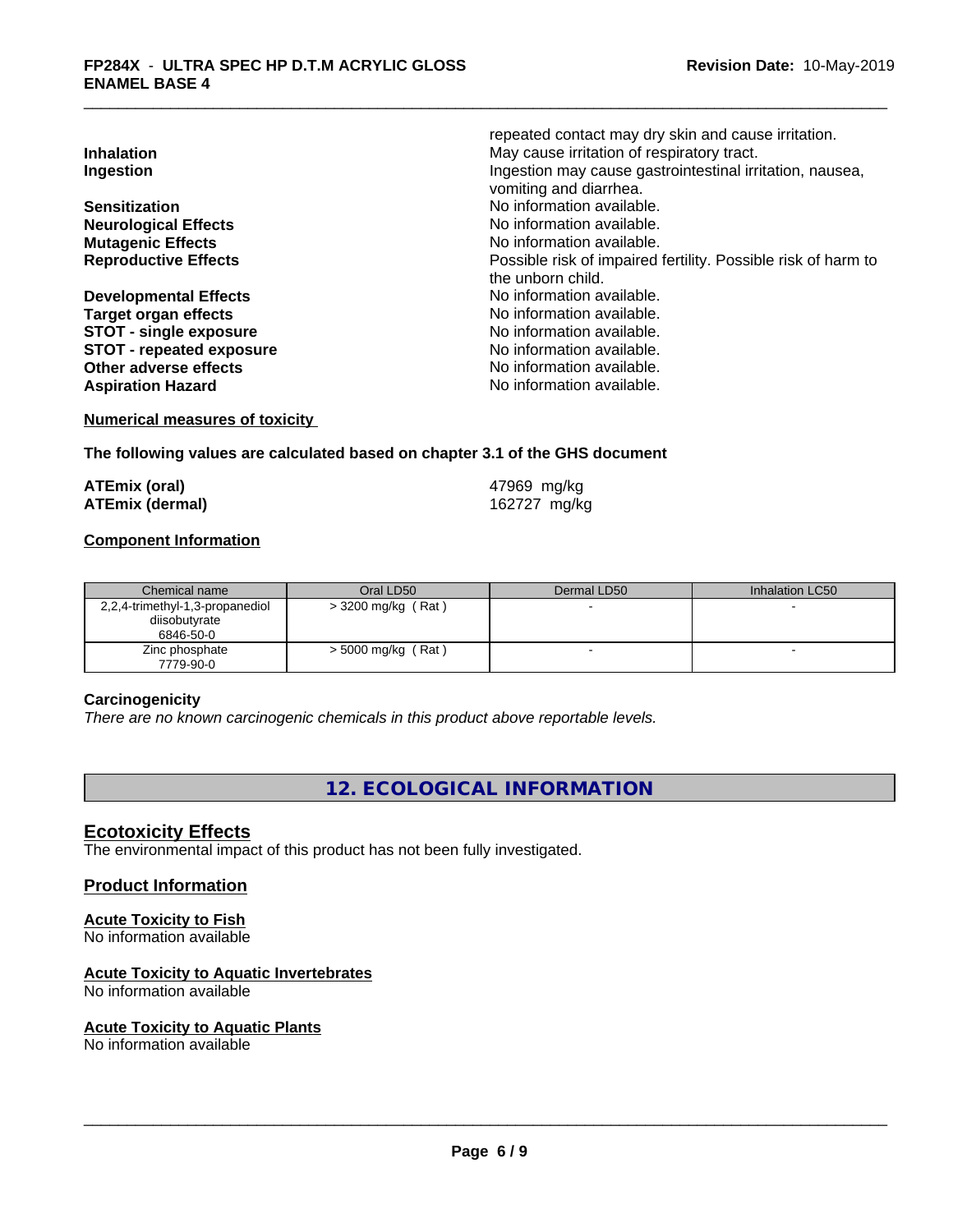repeated contact may dry skin and cause irritation.

**Inhalation** May cause irritation of respiratory tract.

**Ingestion** Ingestion may cause gastrointestinal irritation, nausea, vomiting and diarrhea.

**Sensitization** No information available.

**Neurological Effects** No information available.

**Mutagenic Effects** No information available.

**Reproductive Effects** Possible risk of impaired fertility. Possible risk of harm to the unborn child.

**Developmental Effects** No information available.

**Target organ effects** No information available.

**STOT - single exposure** No information available.

**STOT - repeated exposure** No information available.

**Other adverse effects** No information available.

**Aspiration Hazard** No information available.

**Numerical measures of toxicity**

**The following values are calculated based on chapter 3.1 of the GHS document**

**ATEmix (oral)** 47969 mg/kg

**ATEmix (dermal)** 162727 mg/kg

**Component Information**

| Chemical name | Oral LD50 | Dermal LD50 | Inhalation LC50 |
|---|---|---|---|
| 2,2,4-trimethyl-1,3-propanediol diisobutyrate 6846-50-0 | > 3200 mg/kg ( Rat ) | - | - |
| Zinc phosphate 7779-90-0 | > 5000 mg/kg ( Rat ) | - | - |

**Carcinogenicity**

*There are no known carcinogenic chemicals in this product above reportable levels.*

## 12. ECOLOGICAL INFORMATION

### Ecotoxicity Effects

The environmental impact of this product has not been fully investigated.

### Product Information

**Acute Toxicity to Fish**

No information available

**Acute Toxicity to Aquatic Invertebrates**

No information available

**Acute Toxicity to Aquatic Plants**

No information available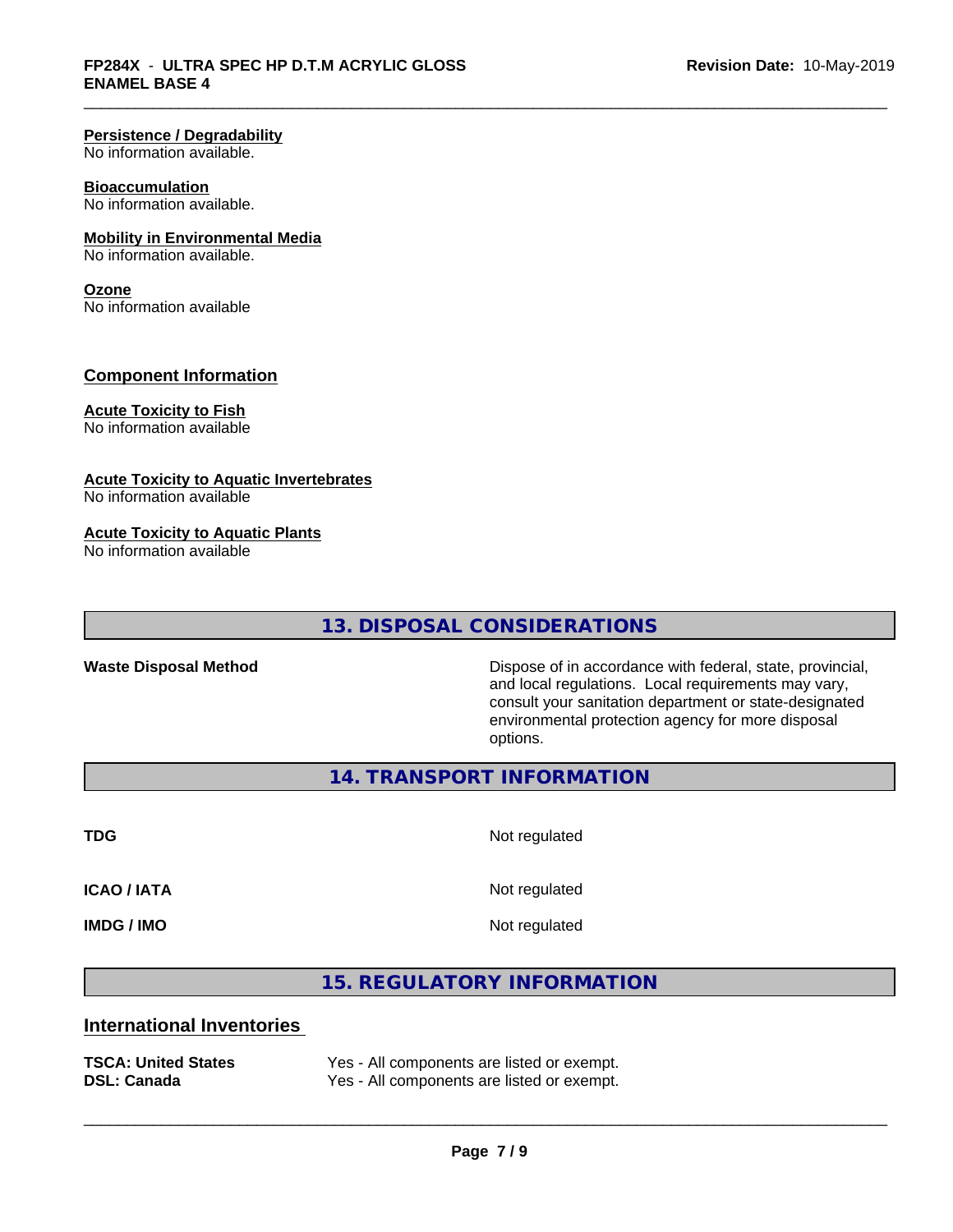**Persistence / Degradability**
No information available.

**Bioaccumulation**
No information available.

**Mobility in Environmental Media**
No information available.

**Ozone**
No information available

## Component Information

**Acute Toxicity to Fish**
No information available

**Acute Toxicity to Aquatic Invertebrates**
No information available

**Acute Toxicity to Aquatic Plants**
No information available

## 13. DISPOSAL CONSIDERATIONS

| | |
|---|---|
| **Waste Disposal Method** | Dispose of in accordance with federal, state, provincial, and local regulations. Local requirements may vary, consult your sanitation department or state-designated environmental protection agency for more disposal options. |

## 14. TRANSPORT INFORMATION

| | |
|---|---|
| **TDG** | Not regulated |
| **ICAO / IATA** | Not regulated |
| **IMDG / IMO** | Not regulated |

## 15. REGULATORY INFORMATION

### International Inventories

| | |
|---|---|
| **TSCA: United States** | Yes - All components are listed or exempt. |
| **DSL: Canada** | Yes - All components are listed or exempt. |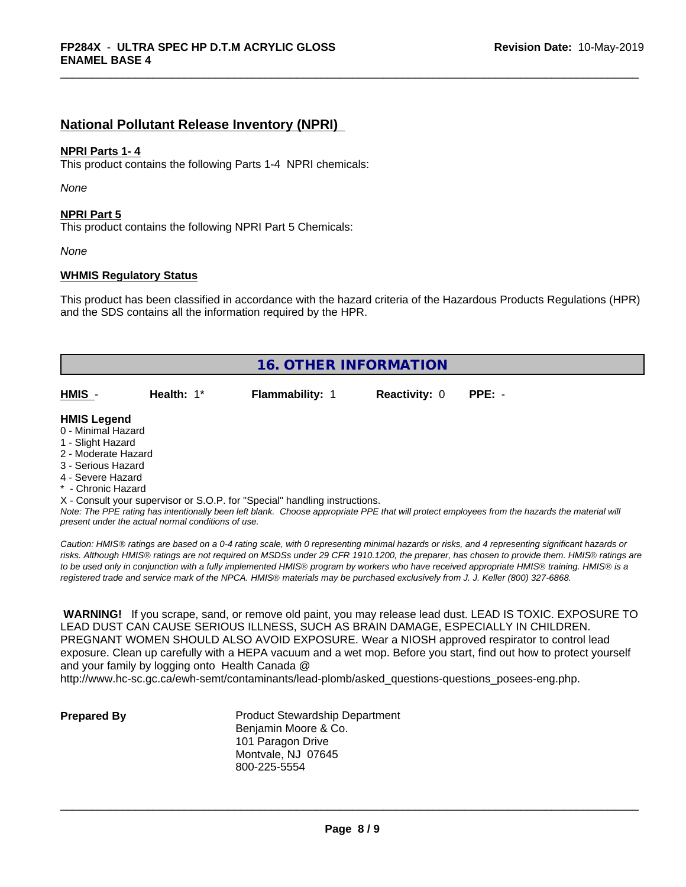## National Pollutant Release Inventory (NPRI)

**NPRI Parts 1- 4**

This product contains the following Parts 1-4 NPRI chemicals:

*None*

**NPRI Part 5**

This product contains the following NPRI Part 5 Chemicals:

*None*

**WHMIS Regulatory Status**

This product has been classified in accordance with the hazard criteria of the Hazardous Products Regulations (HPR) and the SDS contains all the information required by the HPR.

## 16. OTHER INFORMATION

| HMIS - | Health: 1* | Flammability: 1 | Reactivity: 0 | PPE: - |
|---|---|---|---|---|

**HMIS Legend**

0 - Minimal Hazard
1 - Slight Hazard
2 - Moderate Hazard
3 - Serious Hazard
4 - Severe Hazard
* - Chronic Hazard
X - Consult your supervisor or S.O.P. for "Special" handling instructions.

*Note: The PPE rating has intentionally been left blank. Choose appropriate PPE that will protect employees from the hazards the material will present under the actual normal conditions of use.*

*Caution: HMIS® ratings are based on a 0-4 rating scale, with 0 representing minimal hazards or risks, and 4 representing significant hazards or risks. Although HMIS® ratings are not required on MSDSs under 29 CFR 1910.1200, the preparer, has chosen to provide them. HMIS® ratings are to be used only in conjunction with a fully implemented HMIS® program by workers who have received appropriate HMIS® training. HMIS® is a registered trade and service mark of the NPCA. HMIS® materials may be purchased exclusively from J. J. Keller (800) 327-6868.*

**WARNING!** If you scrape, sand, or remove old paint, you may release lead dust. LEAD IS TOXIC. EXPOSURE TO LEAD DUST CAN CAUSE SERIOUS ILLNESS, SUCH AS BRAIN DAMAGE, ESPECIALLY IN CHILDREN. PREGNANT WOMEN SHOULD ALSO AVOID EXPOSURE. Wear a NIOSH approved respirator to control lead exposure. Clean up carefully with a HEPA vacuum and a wet mop. Before you start, find out how to protect yourself and your family by logging onto Health Canada @ http://www.hc-sc.gc.ca/ewh-semt/contaminants/lead-plomb/asked_questions-questions_posees-eng.php.

**Prepared By**

Product Stewardship Department
Benjamin Moore & Co.
101 Paragon Drive
Montvale, NJ 07645
800-225-5554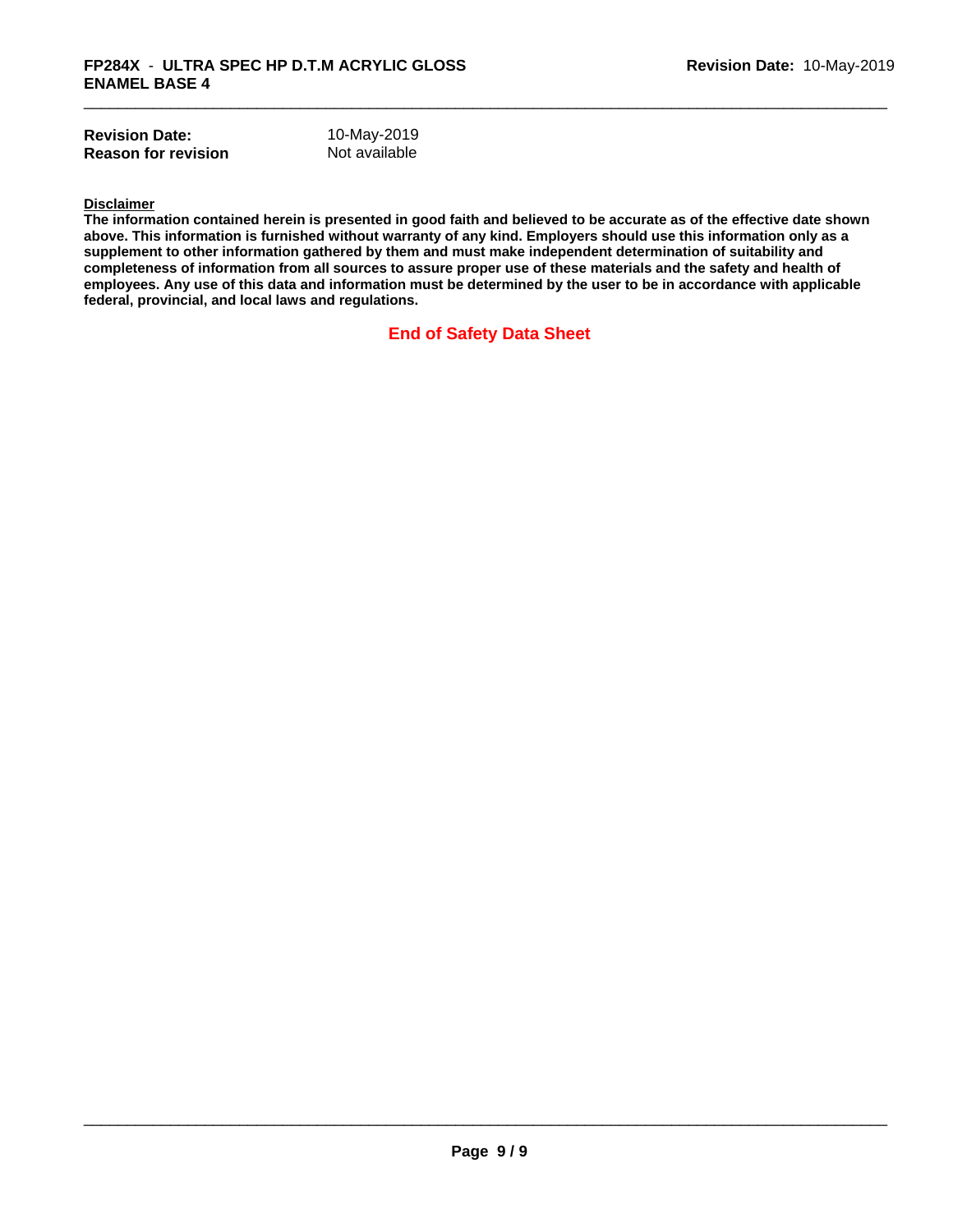| | |
|---|---|
| **Revision Date:** | 10-May-2019 |
| **Reason for revision** | Not available |

**Disclaimer**

**The information contained herein is presented in good faith and believed to be accurate as of the effective date shown above. This information is furnished without warranty of any kind. Employers should use this information only as a supplement to other information gathered by them and must make independent determination of suitability and completeness of information from all sources to assure proper use of these materials and the safety and health of employees. Any use of this data and information must be determined by the user to be in accordance with applicable federal, provincial, and local laws and regulations.**

**End of Safety Data Sheet**